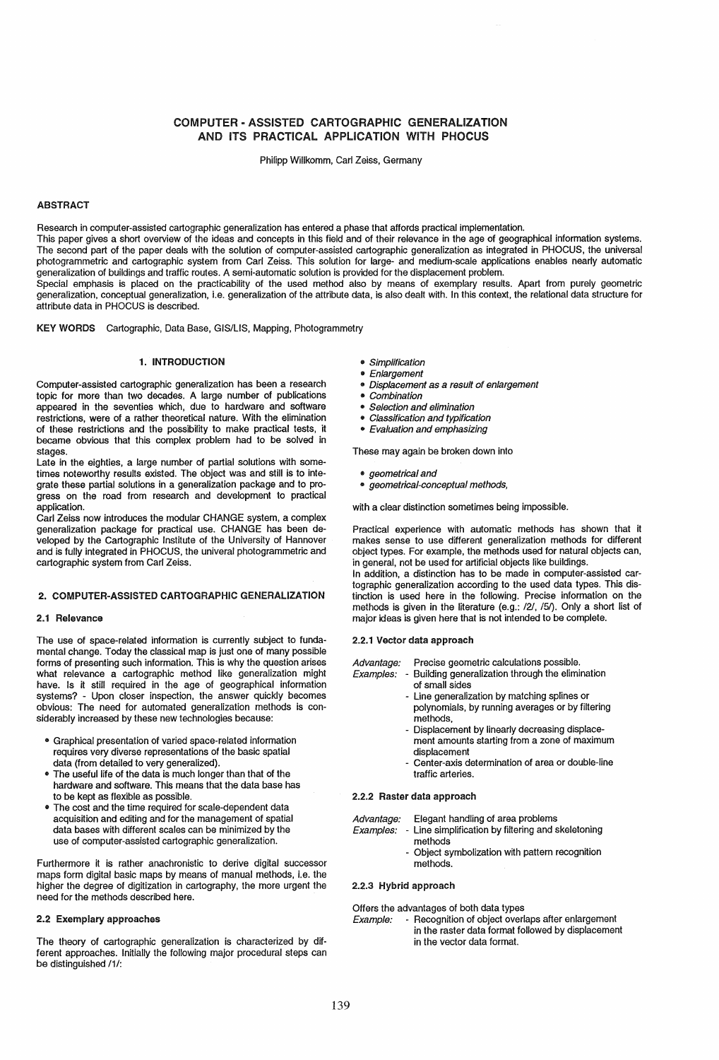# COMPUTER - ASSISTED CARTOGRAPHIC GENERALIZATION AND ITS PRACTICAL APPLICATION WITH PHOCUS

Philipp Willkomm, Carl Zeiss, Germany

## ABSTRACT

Research in computer-assisted cartographic generalization has entered a phase that affords practical implementation.
This paper gives a short overview of the ideas and concepts in this field and of their relevance in the age of geographical information systems. The second part of the paper deals with the solution of computer-assisted cartographic generalization as integrated in PHOCUS, the universal photogrammetric and cartographic system from Carl Zeiss. This solution for large- and medium-scale applications enables nearly automatic generalization of buildings and traffic routes. A semi-automatic solution is provided for the displacement problem.
Special emphasis is placed on the practicability of the used method also by means of exemplary results. Apart from purely geometric generalization, conceptual generalization, i.e. generalization of the attribute data, is also dealt with. In this context, the relational data structure for attribute data in PHOCUS is described.

**KEY WORDS** Cartographic, Data Base, GIS/LIS, Mapping, Photogrammetry

## 1. INTRODUCTION

Computer-assisted cartographic generalization has been a research topic for more than two decades. A large number of publications appeared in the seventies which, due to hardware and software restrictions, were of a rather theoretical nature. With the elimination of these restrictions and the possibility to make practical tests, it became obvious that this complex problem had to be solved in stages.
Late in the eighties, a large number of partial solutions with sometimes noteworthy results existed. The object was and still is to integrate these partial solutions in a generalization package and to progress on the road from research and development to practical application.
Carl Zeiss now introduces the modular CHANGE system, a complex generalization package for practical use. CHANGE has been developed by the Cartographic Institute of the University of Hannover and is fully integrated in PHOCUS, the univeral photogrammetric and cartographic system from Carl Zeiss.

## 2. COMPUTER-ASSISTED CARTOGRAPHIC GENERALIZATION

### 2.1 Relevance

The use of space-related information is currently subject to fundamental change. Today the classical map is just one of many possible forms of presenting such information. This is why the question arises what relevance a cartographic method like generalization might have. Is it still required in the age of geographical information systems? - Upon closer inspection, the answer quickly becomes obvious: The need for automated generalization methods is considerably increased by these new technologies because:

- Graphical presentation of varied space-related information requires very diverse representations of the basic spatial data (from detailed to very generalized).
- The useful life of the data is much longer than that of the hardware and software. This means that the data base has to be kept as flexible as possible.
- The cost and the time required for scale-dependent data acquisition and editing and for the management of spatial data bases with different scales can be minimized by the use of computer-assisted cartographic generalization.

Furthermore it is rather anachronistic to derive digital successor maps form digital basic maps by means of manual methods, i.e. the higher the degree of digitization in cartography, the more urgent the need for the methods described here.

### 2.2 Exemplary approaches

The theory of cartographic generalization is characterized by different approaches. Initially the following major procedural steps can be distinguished /1/:

- *Simplification*
- *Enlargement*
- *Displacement as a result of enlargement*
- *Combination*
- *Selection and elimination*
- *Classification and typification*
- *Evaluation and emphasizing*

These may again be broken down into

- *geometrical and*
- *geometrical-conceptual methods,*

with a clear distinction sometimes being impossible.

Practical experience with automatic methods has shown that it makes sense to use different generalization methods for different object types. For example, the methods used for natural objects can, in general, not be used for artificial objects like buildings.
In addition, a distinction has to be made in computer-assisted cartographic generalization according to the used data types. This distinction is used here in the following. Precise information on the methods is given in the literature (e.g.: /2/, /5/). Only a short list of major ideas is given here that is not intended to be complete.

#### 2.2.1 Vector data approach

*Advantage:* Precise geometric calculations possible.
*Examples:*
- Building generalization through the elimination of small sides
- Line generalization by matching splines or polynomials, by running averages or by filtering methods,
- Displacement by linearly decreasing displacement amounts starting from a zone of maximum displacement
- Center-axis determination of area or double-line traffic arteries.

#### 2.2.2 Raster data approach

*Advantage:* Elegant handling of area problems
*Examples:*
- Line simplification by filtering and skeletoning methods
- Object symbolization with pattern recognition methods.

#### 2.2.3 Hybrid approach

Offers the advantages of both data types
*Example:*
- Recognition of object overlaps after enlargement in the raster data format followed by displacement in the vector data format.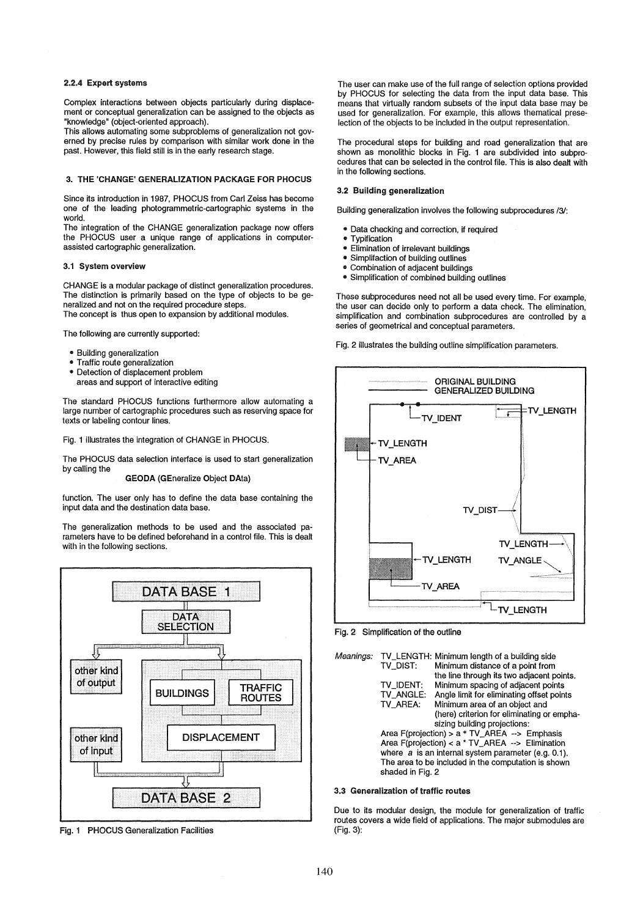#### 2.2.4 Expert systems

Complex interactions between objects particularly during displacement or conceptual generalization can be assigned to the objects as "knowledge" (object-oriented approach).
This allows automating some subproblems of generalization not governed by precise rules by comparison with similar work done in the past. However, this field still is in the early research stage.

## 3. THE 'CHANGE' GENERALIZATION PACKAGE FOR PHOCUS

Since its introduction in 1987, PHOCUS from Carl Zeiss has become one of the leading photogrammetric-cartographic systems in the world.
The integration of the CHANGE generalization package now offers the PHOCUS user a unique range of applications in computer-assisted cartographic generalization.

### 3.1 System overview

CHANGE is a modular package of distinct generalization procedures. The distinction is primarily based on the type of objects to be generalized and not on the required procedure steps.
The concept is thus open to expansion by additional modules.

The following are currently supported:

- Building generalization
- Traffic route generalization
- Detection of displacement problem areas and support of interactive editing

The standard PHOCUS functions furthermore allow automating a large number of cartographic procedures such as reserving space for texts or labeling contour lines.

Fig. 1 illustrates the integration of CHANGE in PHOCUS.

The PHOCUS data selection interface is used to start generalization by calling the

**GEODA** (**GE**neralize **O**bject **DA**ta)

function. The user only has to define the data base containing the input data and the destination data base.

The generalization methods to be used and the associated parameters have to be defined beforehand in a control file. This is dealt with in the following sections.

DATA BASE 1 — DATA SELECTION — other kind of output — BUILDINGS — TRAFFIC ROUTES — DISPLACEMENT — other kind of input — DATA BASE 2

**Fig. 1** PHOCUS Generalization Facilities

The user can make use of the full range of selection options provided by PHOCUS for selecting the data from the input data base. This means that virtually random subsets of the input data base may be used for generalization. For example, this allows thematical preselection of the objects to be included in the output representation.

The procedural steps for building and road generalization that are shown as monolithic blocks in Fig. 1 are subdivided into subprocedures that can be selected in the control file. This is also dealt with in the following sections.

### 3.2 Building generalization

Building generalization involves the following subprocedures /3/:

- Data checking and correction, if required
- Typification
- Elimination of irrelevant buildings
- Simplifaction of building outlines
- Combination of adjacent buildings
- Simplification of combined building outlines

These subprocedures need not all be used every time. For example, the user can decide only to perform a data check. The elimination, simplification and combination subprocedures are controlled by a series of geometrical and conceptual parameters.

Fig. 2 illustrates the building outline simplification parameters.

ORIGINAL BUILDING — GENERALIZED BUILDING — TV_IDENT — TV_LENGTH — TV_AREA — TV_DIST — TV_ANGLE

Fig. 2 Simplification of the outline

*Meanings:*

| | |
|---|---|
| TV_LENGTH: | Minimum length of a building side |
| TV_DIST: | Minimum distance of a point from the line through its two adjacent points. |
| TV_IDENT: | Minimum spacing of adjacent points |
| TV_ANGLE: | Angle limit for eliminating offset points |
| TV_AREA: | Minimum area of an object and (here) criterion for eliminating or emphasizing building projections: |

Area F(projection) > a * TV_AREA --> Emphasis
Area F(projection) < a * TV_AREA --> Elimination
where *a* is an internal system parameter (e.g. 0.1).
The area to be included in the computation is shown shaded in Fig. 2

### 3.3 Generalization of traffic routes

Due to its modular design, the module for generalization of traffic routes covers a wide field of applications. The major submodules are (Fig. 3):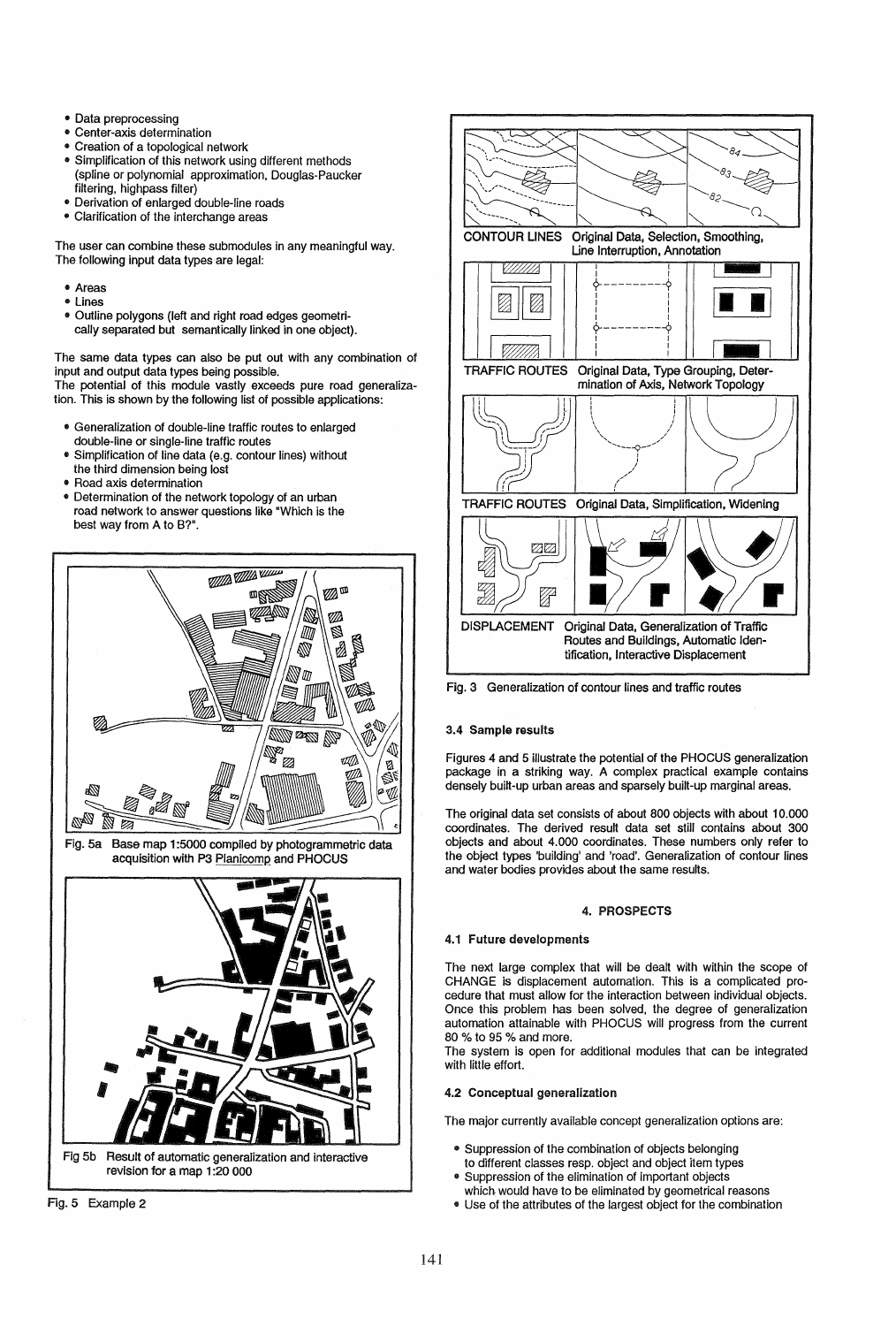- Data preprocessing
- Center-axis determination
- Creation of a topological network
- Simplification of this network using different methods (spline or polynomial approximation, Douglas-Paucker filtering, highpass filter)
- Derivation of enlarged double-line roads
- Clarification of the interchange areas

The user can combine these submodules in any meaningful way. The following input data types are legal:

- Areas
- Lines
- Outline polygons (left and right road edges geometrically separated but semantically linked in one object).

The same data types can also be put out with any combination of input and output data types being possible.
The potential of this module vastly exceeds pure road generalization. This is shown by the following list of possible applications:

- Generalization of double-line traffic routes to enlarged double-line or single-line traffic routes
- Simplification of line data (e.g. contour lines) without the third dimension being lost
- Road axis determination
- Determination of the network topology of an urban road network to answer questions like "Which is the best way from A to B?".

Fig. 5a Base map 1:5000 compiled by photogrammetric data acquisition with P3 Planicomp and PHOCUS

Fig 5b Result of automatic generalization and interactive revision for a map 1:20 000

Fig. 5 Example 2

CONTOUR LINES Original Data, Selection, Smoothing, Line Interruption, Annotation

TRAFFIC ROUTES Original Data, Type Grouping, Determination of Axis, Network Topology

TRAFFIC ROUTES Original Data, Simplification, Widening

DISPLACEMENT Original Data, Generalization of Traffic Routes and Buildings, Automatic Identification, Interactive Displacement

Fig. 3 Generalization of contour lines and traffic routes

### 3.4 Sample results

Figures 4 and 5 illustrate the potential of the PHOCUS generalization package in a striking way. A complex practical example contains densely built-up urban areas and sparsely built-up marginal areas.

The original data set consists of about 800 objects with about 10.000 coordinates. The derived result data set still contains about 300 objects and about 4.000 coordinates. These numbers only refer to the object types 'building' and 'road'. Generalization of contour lines and water bodies provides about the same results.

## 4. PROSPECTS

### 4.1 Future developments

The next large complex that will be dealt with within the scope of CHANGE is displacement automation. This is a complicated procedure that must allow for the interaction between individual objects. Once this problem has been solved, the degree of generalization automation attainable with PHOCUS will progress from the current 80 % to 95 % and more.
The system is open for additional modules that can be integrated with little effort.

### 4.2 Conceptual generalization

The major currently available concept generalization options are:

- Suppression of the combination of objects belonging to different classes resp. object and object item types
- Suppression of the elimination of important objects which would have to be eliminated by geometrical reasons
- Use of the attributes of the largest object for the combination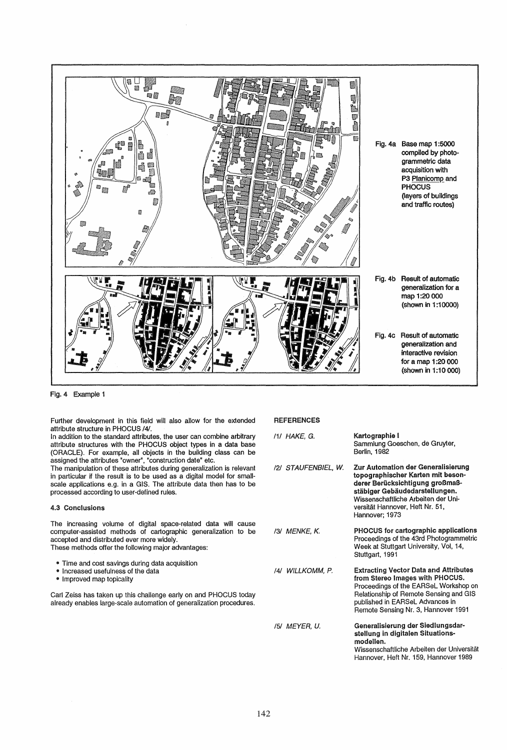Fig. 4a Base map 1:5000 compiled by photogrammetric data acquisition with P3 Planicomp and PHOCUS (layers of buildings and traffic routes)

Fig. 4b Result of automatic generalization for a map 1:20 000 (shown in 1:10000)

Fig. 4c Result of automatic generalization and interactive revision for a map 1:20 000 (shown in 1:10 000)

Fig. 4 Example 1

Further development in this field will also allow for the extended attribute structure in PHOCUS /4/.

In addition to the standard attributes, the user can combine arbitrary attribute structures with the PHOCUS object types in a data base (ORACLE). For example, all objects in the building class can be assigned the attributes "owner", "construction date" etc.

The manipulation of these attributes during generalization is relevant in particular if the result is to be used as a digital model for small-scale applications e.g. in a GIS. The attribute data then has to be processed according to user-defined rules.

### 4.3 Conclusions

The increasing volume of digital space-related data will cause computer-assisted methods of cartographic generalization to be accepted and distributed ever more widely.

These methods offer the following major advantages:

- Time and cost savings during data acquisition
- Increased usefulness of the data
- Improved map topicality

Carl Zeiss has taken up this challenge early on and PHOCUS today already enables large-scale automation of generalization procedures.

## REFERENCES

/1/ *HAKE, G.* **Kartographie I** Sammlung Goeschen, de Gruyter, Berlin, 1982

/2/ *STAUFENBIEL, W.* **Zur Automation der Generalisierung topographischer Karten mit besonderer Berücksichtigung großmaßstäbiger Gebäudedarstellungen.** Wissenschaftliche Arbeiten der Universität Hannover, Heft Nr. 51, Hannover; 1973

/3/ *MENKE, K.* **PHOCUS for cartographic applications** Proceedings of the 43rd Photogrammetric Week at Stuttgart University, Vol, 14, Stuttgart, 1991

/4/ *WILLKOMM, P.* **Extracting Vector Data and Attributes from Stereo Images with PHOCUS.** Proceedings of the EARSeL Workshop on Relationship of Remote Sensing and GIS published in EARSeL Advances in Remote Sensing Nr. 3, Hannover 1991

/5/ *MEYER, U.* **Generalisierung der Siedlungsdarstellung in digitalen Situationsmodellen.** Wissenschaftliche Arbeiten der Universität Hannover, Heft Nr. 159, Hannover 1989